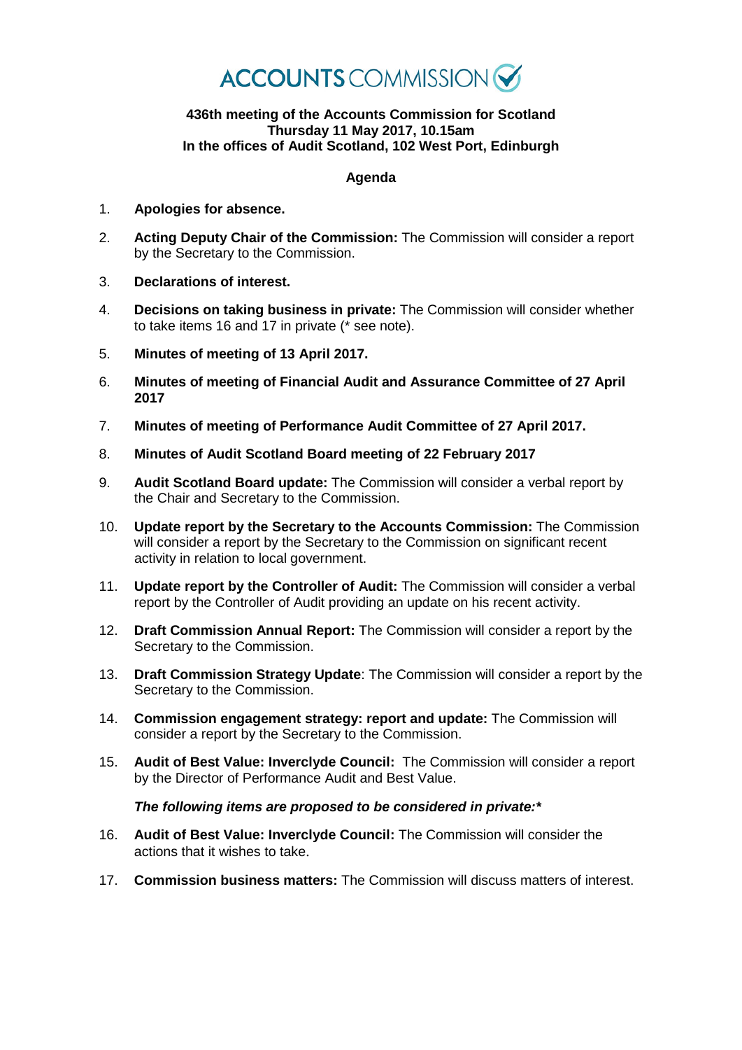# ACCOUNTS COMMISSION

**436th meeting of the Accounts Commission for Scotland**
**Thursday 11 May 2017, 10.15am**
**In the offices of Audit Scotland, 102 West Port, Edinburgh**

## Agenda

1. **Apologies for absence.**
2. **Acting Deputy Chair of the Commission:** The Commission will consider a report by the Secretary to the Commission.
3. **Declarations of interest.**
4. **Decisions on taking business in private:** The Commission will consider whether to take items 16 and 17 in private (* see note).
5. **Minutes of meeting of 13 April 2017.**
6. **Minutes of meeting of Financial Audit and Assurance Committee of 27 April 2017**
7. **Minutes of meeting of Performance Audit Committee of 27 April 2017.**
8. **Minutes of Audit Scotland Board meeting of 22 February 2017**
9. **Audit Scotland Board update:** The Commission will consider a verbal report by the Chair and Secretary to the Commission.
10. **Update report by the Secretary to the Accounts Commission:** The Commission will consider a report by the Secretary to the Commission on significant recent activity in relation to local government.
11. **Update report by the Controller of Audit:** The Commission will consider a verbal report by the Controller of Audit providing an update on his recent activity.
12. **Draft Commission Annual Report:** The Commission will consider a report by the Secretary to the Commission.
13. **Draft Commission Strategy Update**: The Commission will consider a report by the Secretary to the Commission.
14. **Commission engagement strategy: report and update:** The Commission will consider a report by the Secretary to the Commission.
15. **Audit of Best Value: Inverclyde Council:** The Commission will consider a report by the Director of Performance Audit and Best Value.

    ***The following items are proposed to be considered in private:****

16. **Audit of Best Value: Inverclyde Council:** The Commission will consider the actions that it wishes to take.
17. **Commission business matters:** The Commission will discuss matters of interest.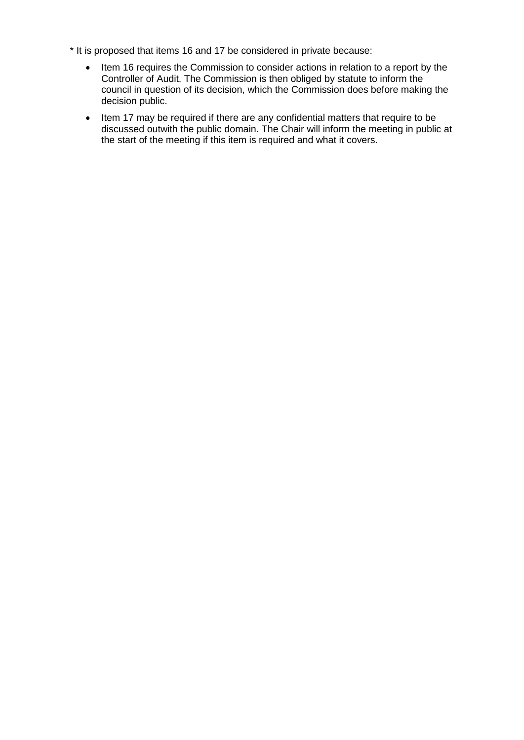* It is proposed that items 16 and 17 be considered in private because:

- Item 16 requires the Commission to consider actions in relation to a report by the Controller of Audit. The Commission is then obliged by statute to inform the council in question of its decision, which the Commission does before making the decision public.
- Item 17 may be required if there are any confidential matters that require to be discussed outwith the public domain. The Chair will inform the meeting in public at the start of the meeting if this item is required and what it covers.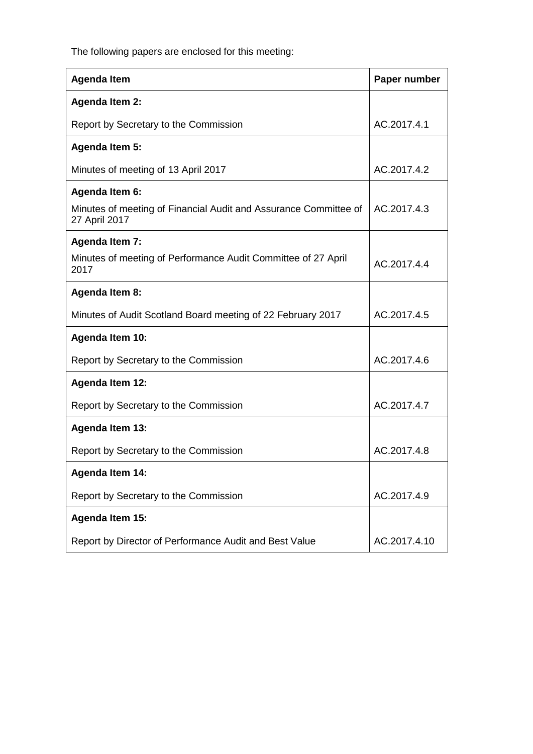The following papers are enclosed for this meeting:

| Agenda Item | Paper number |
| --- | --- |
| **Agenda Item 2:**<br>Report by Secretary to the Commission | AC.2017.4.1 |
| **Agenda Item 5:**<br>Minutes of meeting of 13 April 2017 | AC.2017.4.2 |
| **Agenda Item 6:**<br>Minutes of meeting of Financial Audit and Assurance Committee of 27 April 2017 | AC.2017.4.3 |
| **Agenda Item 7:**<br>Minutes of meeting of Performance Audit Committee of 27 April 2017 | AC.2017.4.4 |
| **Agenda Item 8:**<br>Minutes of Audit Scotland Board meeting of 22 February 2017 | AC.2017.4.5 |
| **Agenda Item 10:**<br>Report by Secretary to the Commission | AC.2017.4.6 |
| **Agenda Item 12:**<br>Report by Secretary to the Commission | AC.2017.4.7 |
| **Agenda Item 13:**<br>Report by Secretary to the Commission | AC.2017.4.8 |
| **Agenda Item 14:**<br>Report by Secretary to the Commission | AC.2017.4.9 |
| **Agenda Item 15:**<br>Report by Director of Performance Audit and Best Value | AC.2017.4.10 |